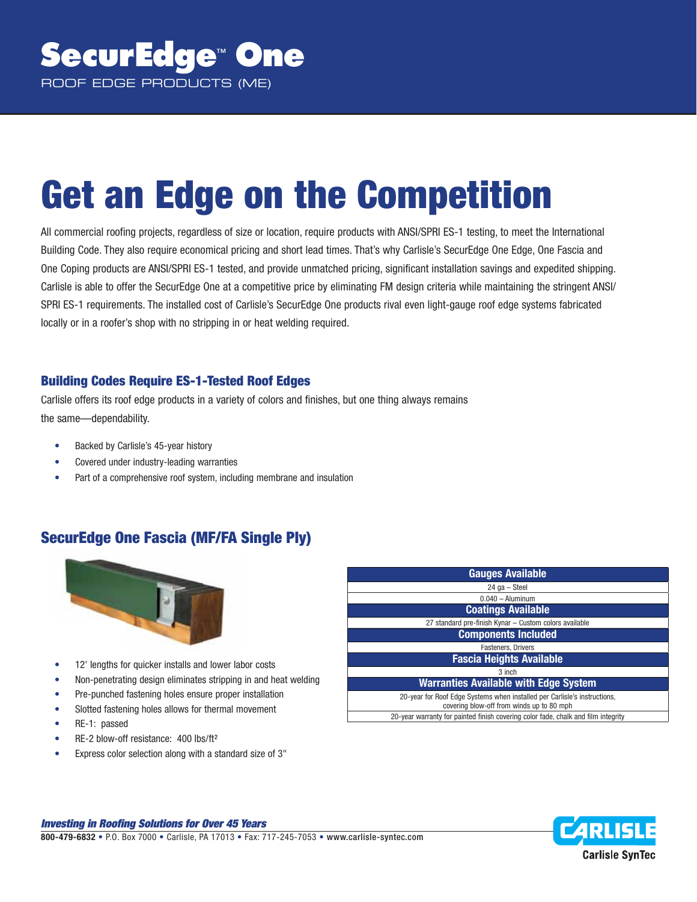# SecurEdge™ One

ROOF EDGE PRODUCTS (ME)

# Get an Edge on the Competition

All commercial roofing projects, regardless of size or location, require products with ANSI/SPRI ES-1 testing, to meet the International Building Code. They also require economical pricing and short lead times. That's why Carlisle's SecurEdge One Edge, One Fascia and One Coping products are ANSI/SPRI ES-1 tested, and provide unmatched pricing, significant installation savings and expedited shipping. Carlisle is able to offer the SecurEdge One at a competitive price by eliminating FM design criteria while maintaining the stringent ANSI/SPRI ES-1 requirements. The installed cost of Carlisle's SecurEdge One products rival even light-gauge roof edge systems fabricated locally or in a roofer's shop with no stripping in or heat welding required.

### Building Codes Require ES-1-Tested Roof Edges

Carlisle offers its roof edge products in a variety of colors and finishes, but one thing always remains the same—dependability.

- Backed by Carlisle's 45-year history
- Covered under industry-leading warranties
- Part of a comprehensive roof system, including membrane and insulation

## SecurEdge One Fascia (MF/FA Single Ply)

- 12' lengths for quicker installs and lower labor costs
- Non-penetrating design eliminates stripping in and heat welding
- Pre-punched fastening holes ensure proper installation
- Slotted fastening holes allows for thermal movement
- RE-1: passed
- RE-2 blow-off resistance: 400 lbs/ft²
- Express color selection along with a standard size of 3"

| Gauges Available |
|---|
| 24 ga – Steel |
| 0.040 – Aluminum |
| **Coatings Available** |
| 27 standard pre-finish Kynar – Custom colors available |
| **Components Included** |
| Fasteners, Drivers |
| **Fascia Heights Available** |
| 3 inch |
| **Warranties Available with Edge System** |
| 20-year for Roof Edge Systems when installed per Carlisle's instructions, covering blow-off from winds up to 80 mph |
| 20-year warranty for painted finish covering color fade, chalk and film integrity |

***Investing in Roofing Solutions for Over 45 Years***

**800-479-6832** • P.O. Box 7000 • Carlisle, PA 17013 • Fax: 717-245-7053 • **www.carlisle-syntec.com**

CARLISLE
Carlisle SynTec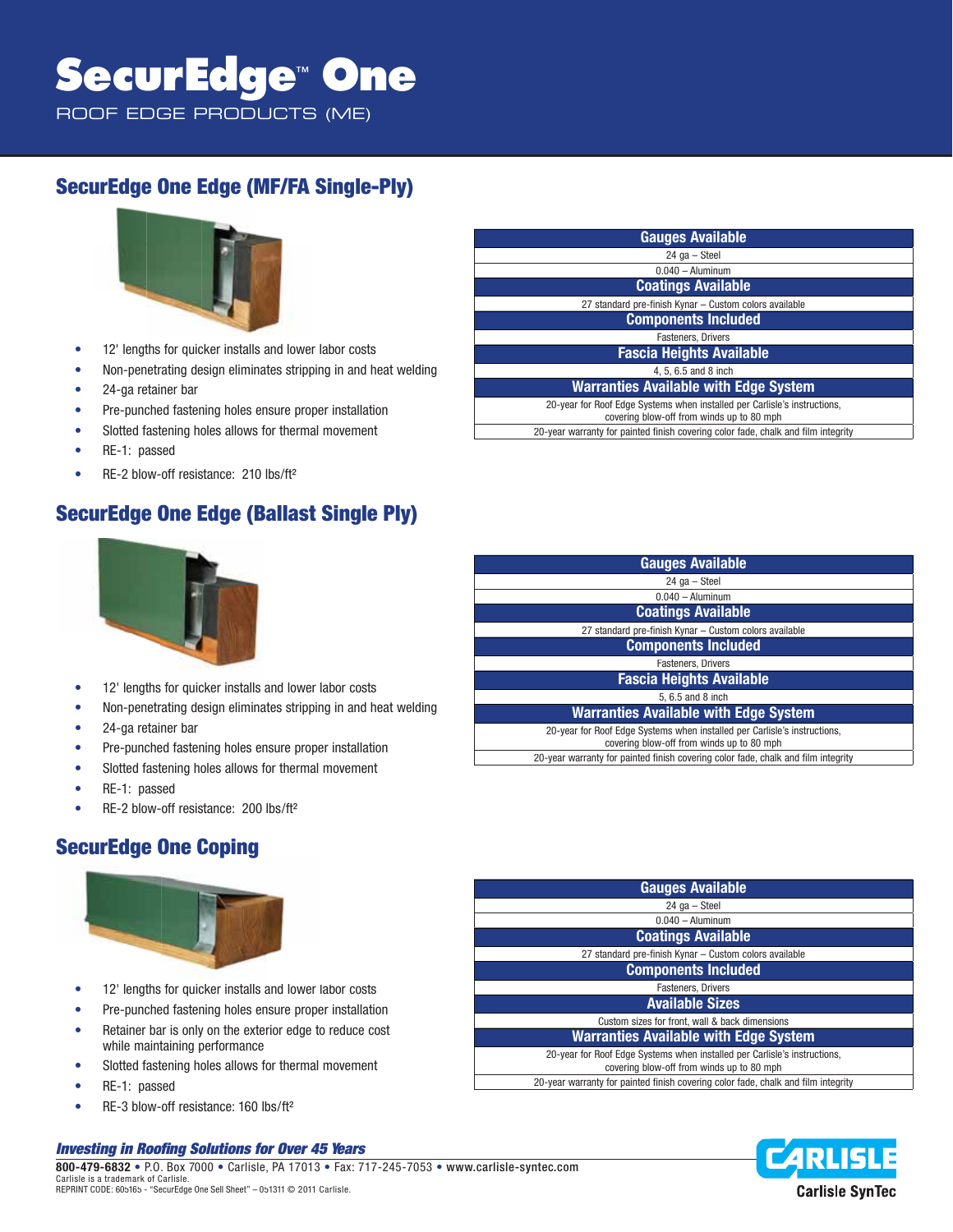# SecurEdge™ One

ROOF EDGE PRODUCTS (ME)

## SecurEdge One Edge (MF/FA Single-Ply)

- 12' lengths for quicker installs and lower labor costs
- Non-penetrating design eliminates stripping in and heat welding
- 24-ga retainer bar
- Pre-punched fastening holes ensure proper installation
- Slotted fastening holes allows for thermal movement
- RE-1: passed
- RE-2 blow-off resistance: 210 lbs/ft²

| Gauges Available |
|---|
| 24 ga – Steel |
| 0.040 – Aluminum |
| **Coatings Available** |
| 27 standard pre-finish Kynar – Custom colors available |
| **Components Included** |
| Fasteners, Drivers |
| **Fascia Heights Available** |
| 4, 5, 6.5 and 8 inch |
| **Warranties Available with Edge System** |
| 20-year for Roof Edge Systems when installed per Carlisle's instructions, covering blow-off from winds up to 80 mph |
| 20-year warranty for painted finish covering color fade, chalk and film integrity |

## SecurEdge One Edge (Ballast Single Ply)

- 12' lengths for quicker installs and lower labor costs
- Non-penetrating design eliminates stripping in and heat welding
- 24-ga retainer bar
- Pre-punched fastening holes ensure proper installation
- Slotted fastening holes allows for thermal movement
- RE-1: passed
- RE-2 blow-off resistance: 200 lbs/ft²

| Gauges Available |
|---|
| 24 ga – Steel |
| 0.040 – Aluminum |
| **Coatings Available** |
| 27 standard pre-finish Kynar – Custom colors available |
| **Components Included** |
| Fasteners, Drivers |
| **Fascia Heights Available** |
| 5, 6.5 and 8 inch |
| **Warranties Available with Edge System** |
| 20-year for Roof Edge Systems when installed per Carlisle's instructions, covering blow-off from winds up to 80 mph |
| 20-year warranty for painted finish covering color fade, chalk and film integrity |

## SecurEdge One Coping

- 12' lengths for quicker installs and lower labor costs
- Pre-punched fastening holes ensure proper installation
- Retainer bar is only on the exterior edge to reduce cost while maintaining performance
- Slotted fastening holes allows for thermal movement
- RE-1: passed
- RE-3 blow-off resistance: 160 lbs/ft²

| Gauges Available |
|---|
| 24 ga – Steel |
| 0.040 – Aluminum |
| **Coatings Available** |
| 27 standard pre-finish Kynar – Custom colors available |
| **Components Included** |
| Fasteners, Drivers |
| **Available Sizes** |
| Custom sizes for front, wall & back dimensions |
| **Warranties Available with Edge System** |
| 20-year for Roof Edge Systems when installed per Carlisle's instructions, covering blow-off from winds up to 80 mph |
| 20-year warranty for painted finish covering color fade, chalk and film integrity |

***Investing in Roofing Solutions for Over 45 Years***

**800-479-6832** • P.O. Box 7000 • Carlisle, PA 17013 • Fax: 717-245-7053 • **www.carlisle-syntec.com**
Carlisle is a trademark of Carlisle.
REPRINT CODE: 605165 - "SecurEdge One Sell Sheet" – 051311 © 2011 Carlisle.

CARLISLE
Carlisle SynTec